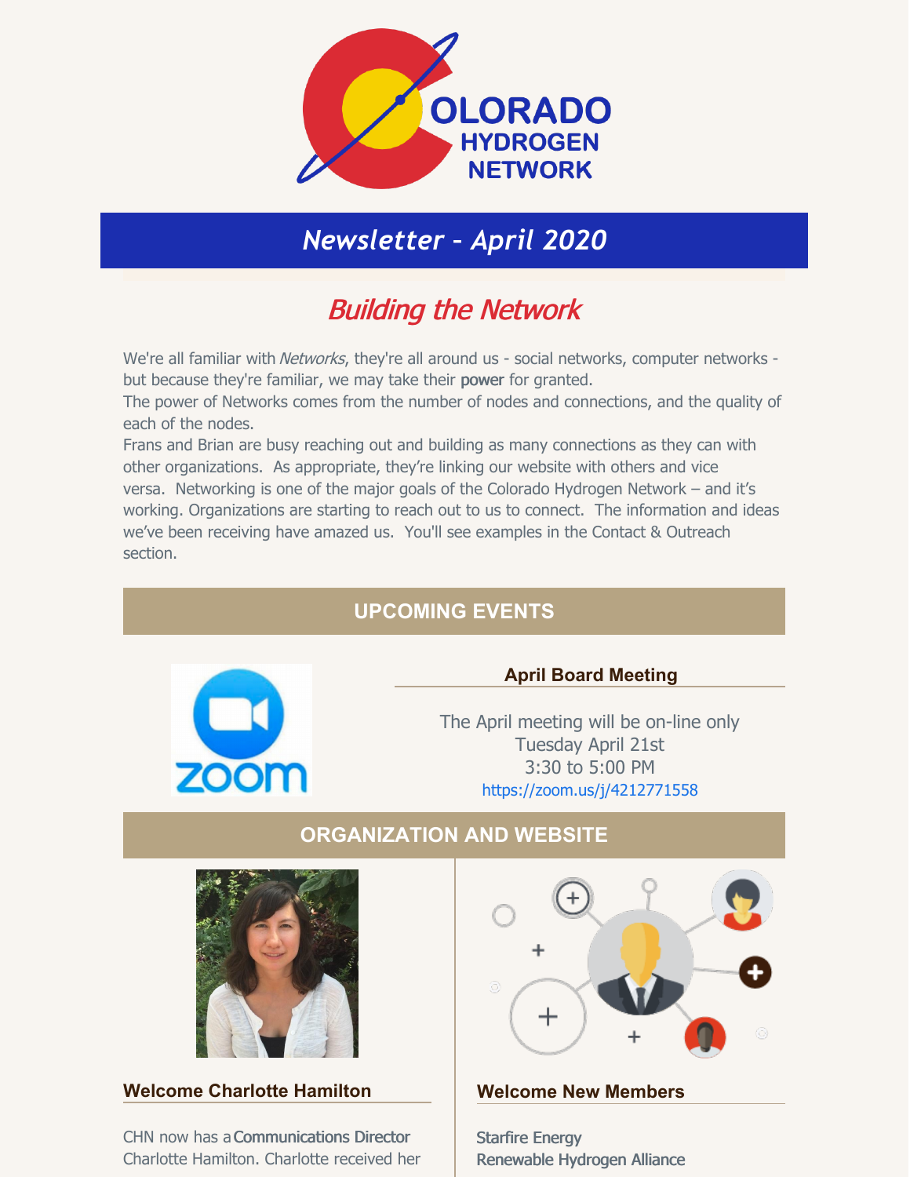# Colorado Hydrogen Network

## *Newsletter - April 2020*

## *Building the Network*

We're all familiar with *Networks*, they're all around us - social networks, computer networks - but because they're familiar, we may take their **power** for granted.
The power of Networks comes from the number of nodes and connections, and the quality of each of the nodes.
Frans and Brian are busy reaching out and building as many connections as they can with other organizations. As appropriate, they're linking our website with others and vice versa. Networking is one of the major goals of the Colorado Hydrogen Network – and it's working. Organizations are starting to reach out to us to connect. The information and ideas we've been receiving have amazed us. You'll see examples in the Contact & Outreach section.

## UPCOMING EVENTS

### April Board Meeting

The April meeting will be on-line only
Tuesday April 21st
3:30 to 5:00 PM
https://zoom.us/j/4212771558

## ORGANIZATION AND WEBSITE

### Welcome Charlotte Hamilton

CHN now has a **Communications Director** Charlotte Hamilton. Charlotte received her

### Welcome New Members

**Starfire Energy**
**Renewable Hydrogen Alliance**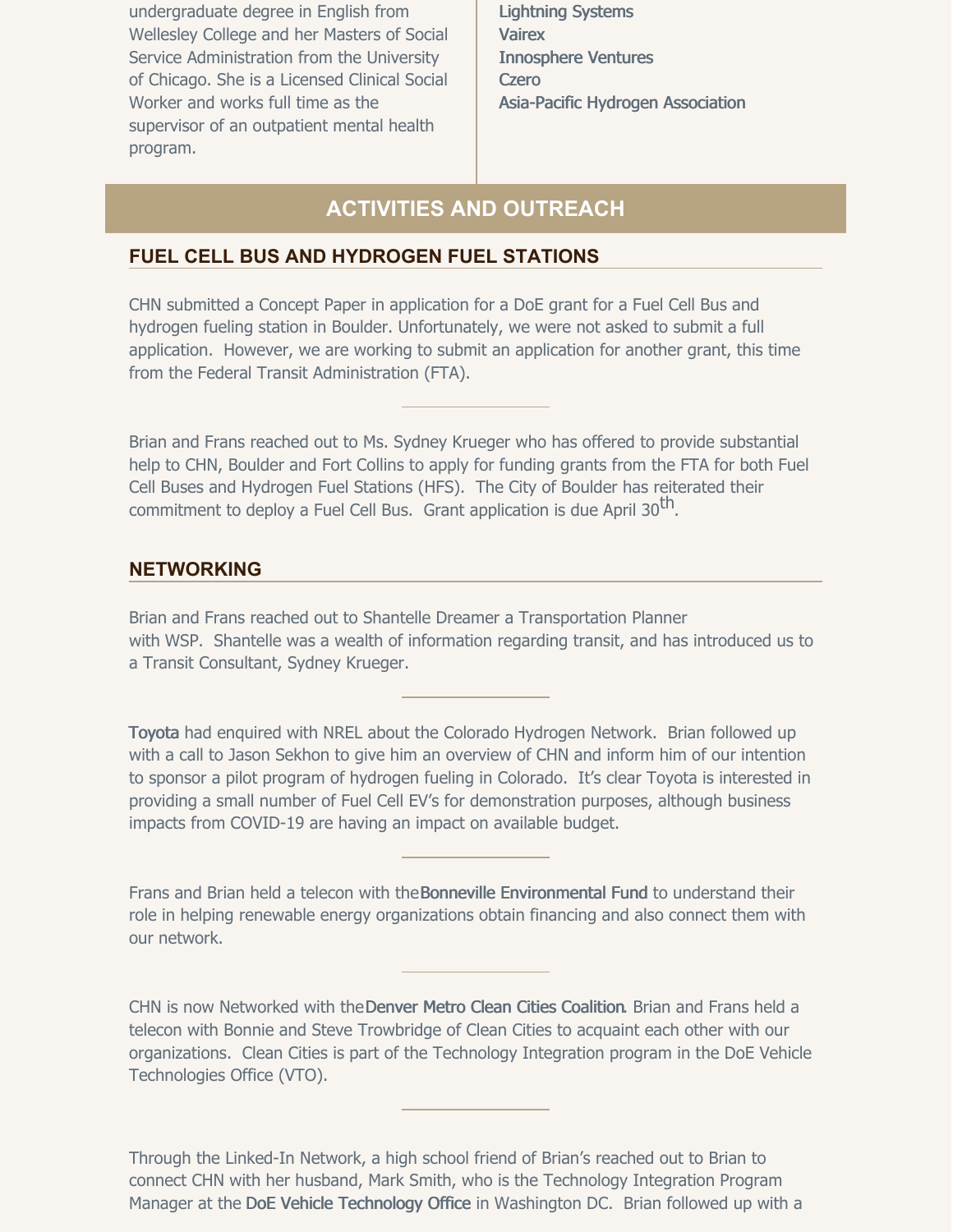undergraduate degree in English from Wellesley College and her Masters of Social Service Administration from the University of Chicago. She is a Licensed Clinical Social Worker and works full time as the supervisor of an outpatient mental health program.

**Lightning Systems**
**Vairex**
**Innosphere Ventures**
**Czero**
**Asia-Pacific Hydrogen Association**

## ACTIVITIES AND OUTREACH

### FUEL CELL BUS AND HYDROGEN FUEL STATIONS

CHN submitted a Concept Paper in application for a DoE grant for a Fuel Cell Bus and hydrogen fueling station in Boulder. Unfortunately, we were not asked to submit a full application. However, we are working to submit an application for another grant, this time from the Federal Transit Administration (FTA).

---

Brian and Frans reached out to Ms. Sydney Krueger who has offered to provide substantial help to CHN, Boulder and Fort Collins to apply for funding grants from the FTA for both Fuel Cell Buses and Hydrogen Fuel Stations (HFS). The City of Boulder has reiterated their commitment to deploy a Fuel Cell Bus. Grant application is due April 30th.

### NETWORKING

Brian and Frans reached out to Shantelle Dreamer a Transportation Planner with WSP. Shantelle was a wealth of information regarding transit, and has introduced us to a Transit Consultant, Sydney Krueger.

---

**Toyota** had enquired with NREL about the Colorado Hydrogen Network. Brian followed up with a call to Jason Sekhon to give him an overview of CHN and inform him of our intention to sponsor a pilot program of hydrogen fueling in Colorado. It's clear Toyota is interested in providing a small number of Fuel Cell EV's for demonstration purposes, although business impacts from COVID-19 are having an impact on available budget.

---

Frans and Brian held a telecon with the **Bonneville Environmental Fund** to understand their role in helping renewable energy organizations obtain financing and also connect them with our network.

---

CHN is now Networked with the **Denver Metro Clean Cities Coalition**. Brian and Frans held a telecon with Bonnie and Steve Trowbridge of Clean Cities to acquaint each other with our organizations. Clean Cities is part of the Technology Integration program in the DoE Vehicle Technologies Office (VTO).

---

Through the Linked-In Network, a high school friend of Brian's reached out to Brian to connect CHN with her husband, Mark Smith, who is the Technology Integration Program Manager at the **DoE Vehicle Technology Office** in Washington DC. Brian followed up with a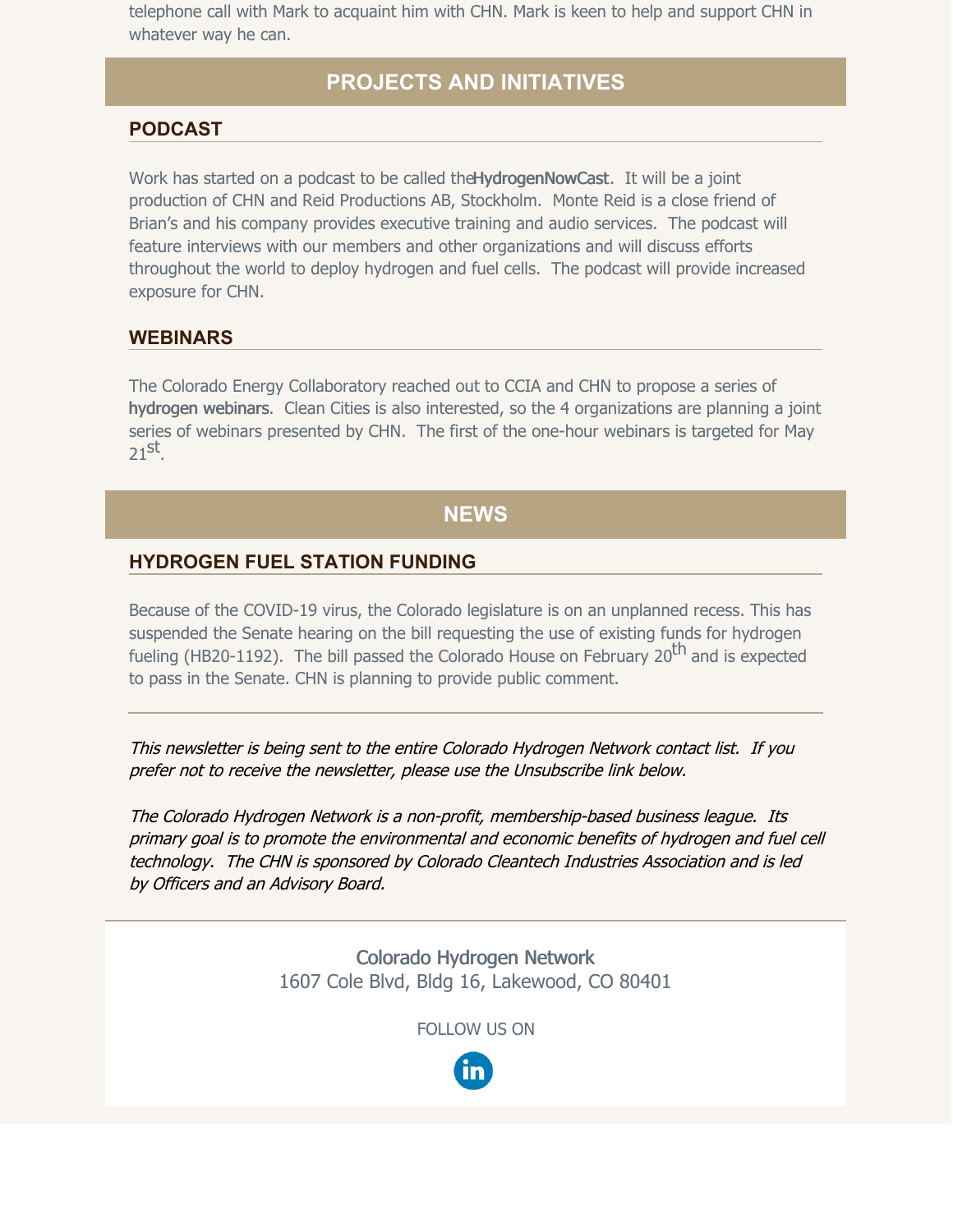telephone call with Mark to acquaint him with CHN. Mark is keen to help and support CHN in whatever way he can.

## PROJECTS AND INITIATIVES

### PODCAST

Work has started on a podcast to be called the HydrogenNowCast. It will be a joint production of CHN and Reid Productions AB, Stockholm. Monte Reid is a close friend of Brian's and his company provides executive training and audio services. The podcast will feature interviews with our members and other organizations and will discuss efforts throughout the world to deploy hydrogen and fuel cells. The podcast will provide increased exposure for CHN.

### WEBINARS

The Colorado Energy Collaboratory reached out to CCIA and CHN to propose a series of hydrogen webinars. Clean Cities is also interested, so the 4 organizations are planning a joint series of webinars presented by CHN. The first of the one-hour webinars is targeted for May 21st.

## NEWS

### HYDROGEN FUEL STATION FUNDING

Because of the COVID-19 virus, the Colorado legislature is on an unplanned recess. This has suspended the Senate hearing on the bill requesting the use of existing funds for hydrogen fueling (HB20-1192). The bill passed the Colorado House on February 20th and is expected to pass in the Senate. CHN is planning to provide public comment.

---

*This newsletter is being sent to the entire Colorado Hydrogen Network contact list. If you prefer not to receive the newsletter, please use the Unsubscribe link below.*

*The Colorado Hydrogen Network is a non-profit, membership-based business league. Its primary goal is to promote the environmental and economic benefits of hydrogen and fuel cell technology. The CHN is sponsored by Colorado Cleantech Industries Association and is led by Officers and an Advisory Board.*

---

Colorado Hydrogen Network
1607 Cole Blvd, Bldg 16, Lakewood, CO 80401

FOLLOW US ON